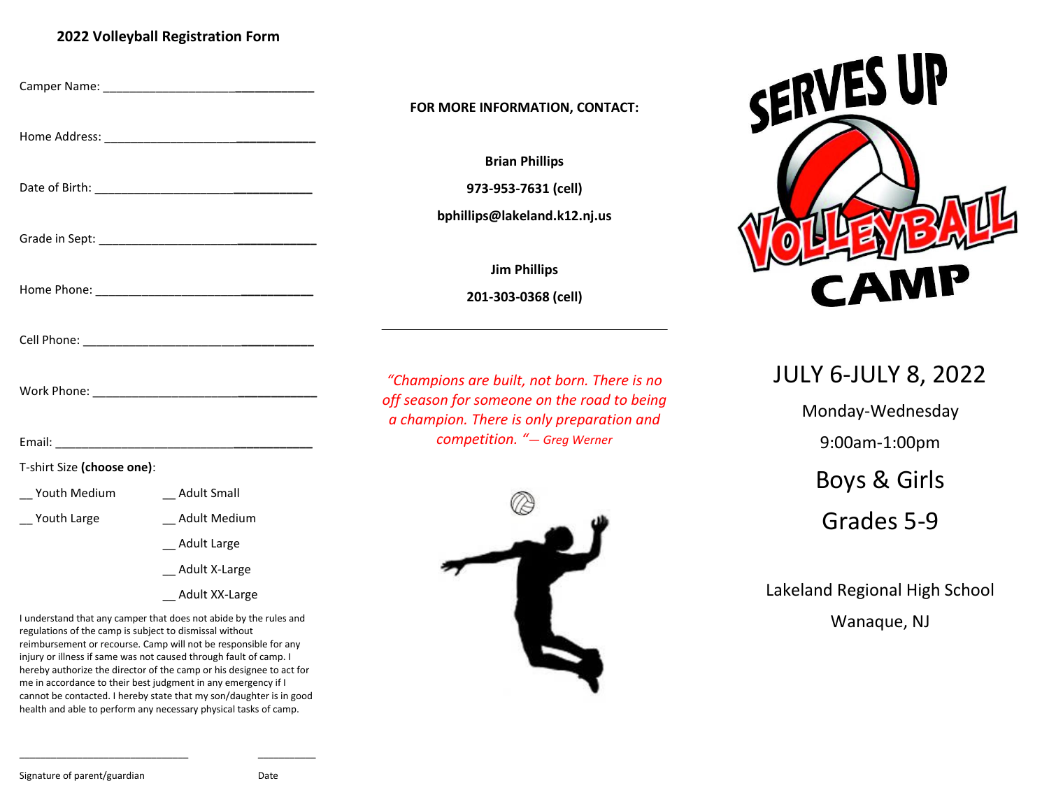## 2022 Volleyball Registration Form

Camper Name: ________________________________

Home Address: ________________________________

Date of Birth: ________________________________

Grade in Sept: ________________________________

Home Phone: ________________________________

Cell Phone: ________________________________

Work Phone: ________________________________

Email: ________________________________

T-shirt Size **(choose one)**:

__ Youth Medium

__ Youth Large

__ Adult Small

__ Adult Medium

__ Adult Large

__ Adult X-Large

__ Adult XX-Large

I understand that any camper that does not abide by the rules and regulations of the camp is subject to dismissal without reimbursement or recourse. Camp will not be responsible for any injury or illness if same was not caused through fault of camp. I hereby authorize the director of the camp or his designee to act for me in accordance to their best judgment in any emergency if I cannot be contacted. I hereby state that my son/daughter is in good health and able to perform any necessary physical tasks of camp.

______________________________ __________

Signature of parent/guardian Date

**FOR MORE INFORMATION, CONTACT:**

**Brian Phillips**

**973-953-7631 (cell)**

**bphillips@lakeland.k12.nj.us**

**Jim Phillips**

**201-303-0368 (cell)**

---

*"Champions are built, not born. There is no off season for someone on the road to being a champion. There is only preparation and competition. "— Greg Werner*

# SERVES UP VOLLEYBALL CAMP

JULY 6-JULY 8, 2022

Monday-Wednesday

9:00am-1:00pm

Boys & Girls

Grades 5-9

Lakeland Regional High School

Wanaque, NJ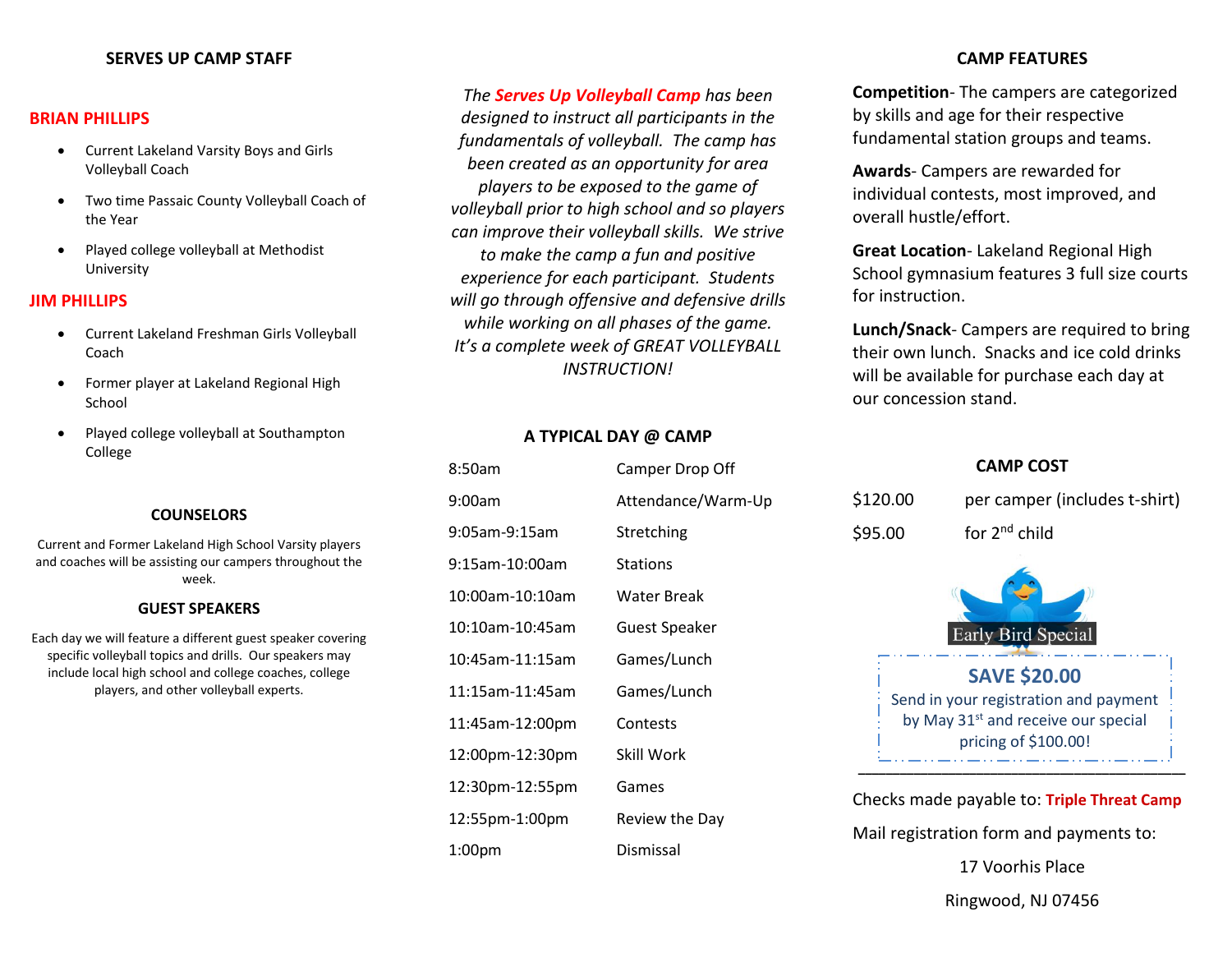## SERVES UP CAMP STAFF

### BRIAN PHILLIPS

- Current Lakeland Varsity Boys and Girls Volleyball Coach
- Two time Passaic County Volleyball Coach of the Year
- Played college volleyball at Methodist University

### JIM PHILLIPS

- Current Lakeland Freshman Girls Volleyball Coach
- Former player at Lakeland Regional High School
- Played college volleyball at Southampton College

### COUNSELORS

Current and Former Lakeland High School Varsity players and coaches will be assisting our campers throughout the week.

### GUEST SPEAKERS

Each day we will feature a different guest speaker covering specific volleyball topics and drills. Our speakers may include local high school and college coaches, college players, and other volleyball experts.

*The **Serves Up Volleyball Camp** has been designed to instruct all participants in the fundamentals of volleyball. The camp has been created as an opportunity for area players to be exposed to the game of volleyball prior to high school and so players can improve their volleyball skills. We strive to make the camp a fun and positive experience for each participant. Students will go through offensive and defensive drills while working on all phases of the game. It's a complete week of GREAT VOLLEYBALL INSTRUCTION!*

## A TYPICAL DAY @ CAMP

| | |
|---|---|
| 8:50am | Camper Drop Off |
| 9:00am | Attendance/Warm-Up |
| 9:05am-9:15am | Stretching |
| 9:15am-10:00am | Stations |
| 10:00am-10:10am | Water Break |
| 10:10am-10:45am | Guest Speaker |
| 10:45am-11:15am | Games/Lunch |
| 11:15am-11:45am | Games/Lunch |
| 11:45am-12:00pm | Contests |
| 12:00pm-12:30pm | Skill Work |
| 12:30pm-12:55pm | Games |
| 12:55pm-1:00pm | Review the Day |
| 1:00pm | Dismissal |

## CAMP FEATURES

**Competition**- The campers are categorized by skills and age for their respective fundamental station groups and teams.

**Awards**- Campers are rewarded for individual contests, most improved, and overall hustle/effort.

**Great Location**- Lakeland Regional High School gymnasium features 3 full size courts for instruction.

**Lunch/Snack**- Campers are required to bring their own lunch. Snacks and ice cold drinks will be available for purchase each day at our concession stand.

## CAMP COST

| | |
|---|---|
| $120.00 | per camper (includes t-shirt) |
| $95.00 | for 2nd child |

Early Bird Special

**SAVE $20.00**

Send in your registration and payment by May 31st and receive our special pricing of $100.00!

Checks made payable to: **Triple Threat Camp**

Mail registration form and payments to:

17 Voorhis Place

Ringwood, NJ 07456